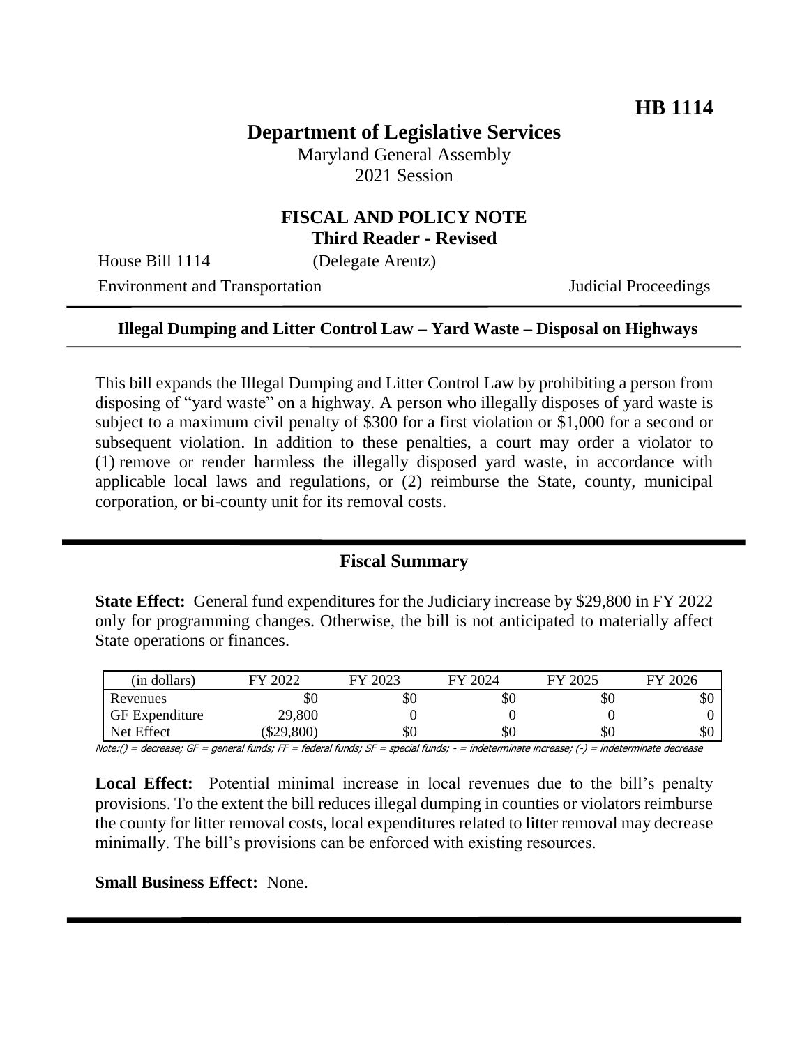**HB 1114**

# Department of Legislative Services

Maryland General Assembly
2021 Session

## FISCAL AND POLICY NOTE
**Third Reader - Revised**

House Bill 1114 (Delegate Arentz)

Environment and Transportation | Judicial Proceedings

---

**Illegal Dumping and Litter Control Law – Yard Waste – Disposal on Highways**

---

This bill expands the Illegal Dumping and Litter Control Law by prohibiting a person from disposing of "yard waste" on a highway. A person who illegally disposes of yard waste is subject to a maximum civil penalty of $300 for a first violation or $1,000 for a second or subsequent violation. In addition to these penalties, a court may order a violator to (1) remove or render harmless the illegally disposed yard waste, in accordance with applicable local laws and regulations, or (2) reimburse the State, county, municipal corporation, or bi-county unit for its removal costs.

---

## Fiscal Summary

**State Effect:** General fund expenditures for the Judiciary increase by $29,800 in FY 2022 only for programming changes. Otherwise, the bill is not anticipated to materially affect State operations or finances.

| (in dollars) | FY 2022 | FY 2023 | FY 2024 | FY 2025 | FY 2026 |
|---|---|---|---|---|---|
| Revenues | $0 | $0 | $0 | $0 | $0 |
| GF Expenditure | 29,800 | 0 | 0 | 0 | 0 |
| Net Effect | ($29,800) | $0 | $0 | $0 | $0 |

Note:() = decrease; GF = general funds; FF = federal funds; SF = special funds; - = indeterminate increase; (-) = indeterminate decrease

**Local Effect:** Potential minimal increase in local revenues due to the bill's penalty provisions. To the extent the bill reduces illegal dumping in counties or violators reimburse the county for litter removal costs, local expenditures related to litter removal may decrease minimally. The bill's provisions can be enforced with existing resources.

**Small Business Effect:** None.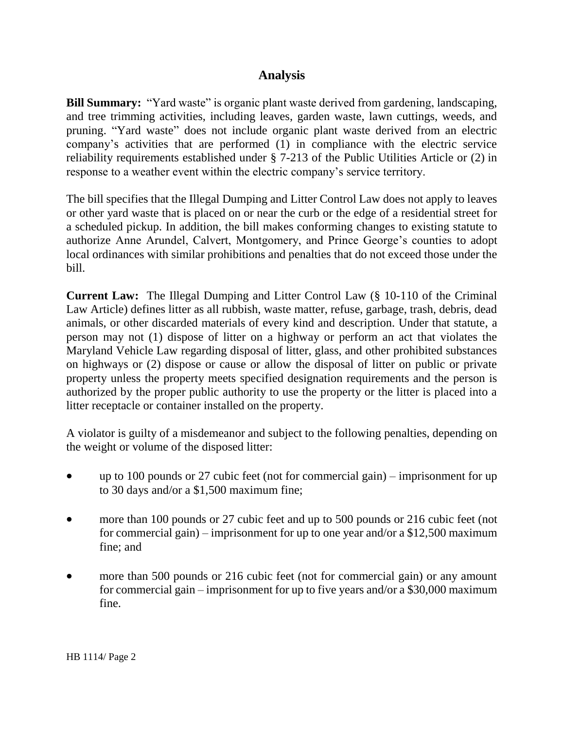## Analysis

**Bill Summary:** "Yard waste" is organic plant waste derived from gardening, landscaping, and tree trimming activities, including leaves, garden waste, lawn cuttings, weeds, and pruning. "Yard waste" does not include organic plant waste derived from an electric company's activities that are performed (1) in compliance with the electric service reliability requirements established under § 7-213 of the Public Utilities Article or (2) in response to a weather event within the electric company's service territory.

The bill specifies that the Illegal Dumping and Litter Control Law does not apply to leaves or other yard waste that is placed on or near the curb or the edge of a residential street for a scheduled pickup. In addition, the bill makes conforming changes to existing statute to authorize Anne Arundel, Calvert, Montgomery, and Prince George's counties to adopt local ordinances with similar prohibitions and penalties that do not exceed those under the bill.

**Current Law:** The Illegal Dumping and Litter Control Law (§ 10-110 of the Criminal Law Article) defines litter as all rubbish, waste matter, refuse, garbage, trash, debris, dead animals, or other discarded materials of every kind and description. Under that statute, a person may not (1) dispose of litter on a highway or perform an act that violates the Maryland Vehicle Law regarding disposal of litter, glass, and other prohibited substances on highways or (2) dispose or cause or allow the disposal of litter on public or private property unless the property meets specified designation requirements and the person is authorized by the proper public authority to use the property or the litter is placed into a litter receptacle or container installed on the property.

A violator is guilty of a misdemeanor and subject to the following penalties, depending on the weight or volume of the disposed litter:

- up to 100 pounds or 27 cubic feet (not for commercial gain) – imprisonment for up to 30 days and/or a $1,500 maximum fine;
- more than 100 pounds or 27 cubic feet and up to 500 pounds or 216 cubic feet (not for commercial gain) – imprisonment for up to one year and/or a $12,500 maximum fine; and
- more than 500 pounds or 216 cubic feet (not for commercial gain) or any amount for commercial gain – imprisonment for up to five years and/or a $30,000 maximum fine.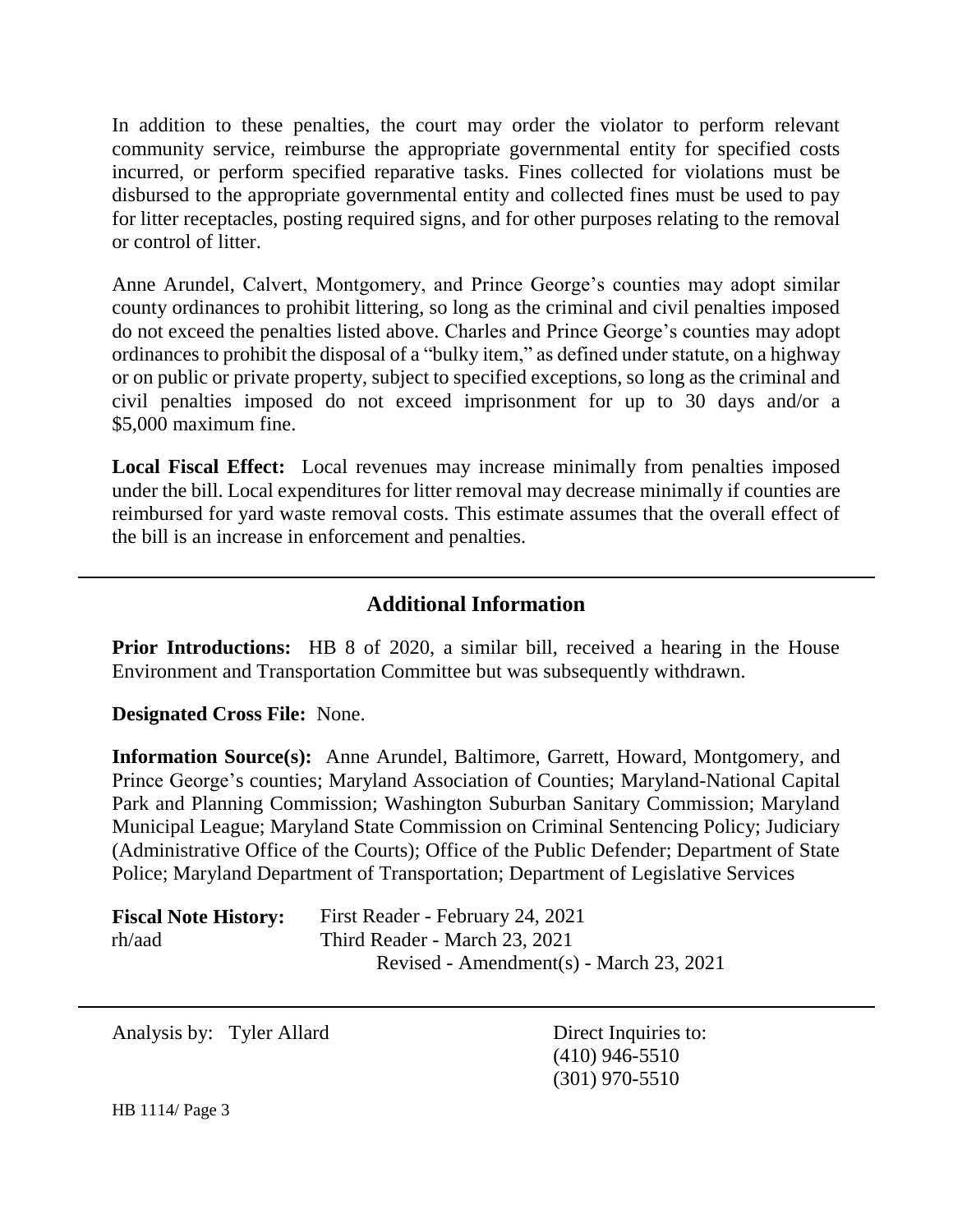In addition to these penalties, the court may order the violator to perform relevant community service, reimburse the appropriate governmental entity for specified costs incurred, or perform specified reparative tasks. Fines collected for violations must be disbursed to the appropriate governmental entity and collected fines must be used to pay for litter receptacles, posting required signs, and for other purposes relating to the removal or control of litter.

Anne Arundel, Calvert, Montgomery, and Prince George's counties may adopt similar county ordinances to prohibit littering, so long as the criminal and civil penalties imposed do not exceed the penalties listed above. Charles and Prince George's counties may adopt ordinances to prohibit the disposal of a "bulky item," as defined under statute, on a highway or on public or private property, subject to specified exceptions, so long as the criminal and civil penalties imposed do not exceed imprisonment for up to 30 days and/or a $5,000 maximum fine.

**Local Fiscal Effect:** Local revenues may increase minimally from penalties imposed under the bill. Local expenditures for litter removal may decrease minimally if counties are reimbursed for yard waste removal costs. This estimate assumes that the overall effect of the bill is an increase in enforcement and penalties.

## Additional Information

**Prior Introductions:** HB 8 of 2020, a similar bill, received a hearing in the House Environment and Transportation Committee but was subsequently withdrawn.

**Designated Cross File:** None.

**Information Source(s):** Anne Arundel, Baltimore, Garrett, Howard, Montgomery, and Prince George's counties; Maryland Association of Counties; Maryland-National Capital Park and Planning Commission; Washington Suburban Sanitary Commission; Maryland Municipal League; Maryland State Commission on Criminal Sentencing Policy; Judiciary (Administrative Office of the Courts); Office of the Public Defender; Department of State Police; Maryland Department of Transportation; Department of Legislative Services

**Fiscal Note History:** First Reader - February 24, 2021
rh/aad Third Reader - March 23, 2021
Revised - Amendment(s) - March 23, 2021

Analysis by: Tyler Allard

Direct Inquiries to:
(410) 946-5510
(301) 970-5510